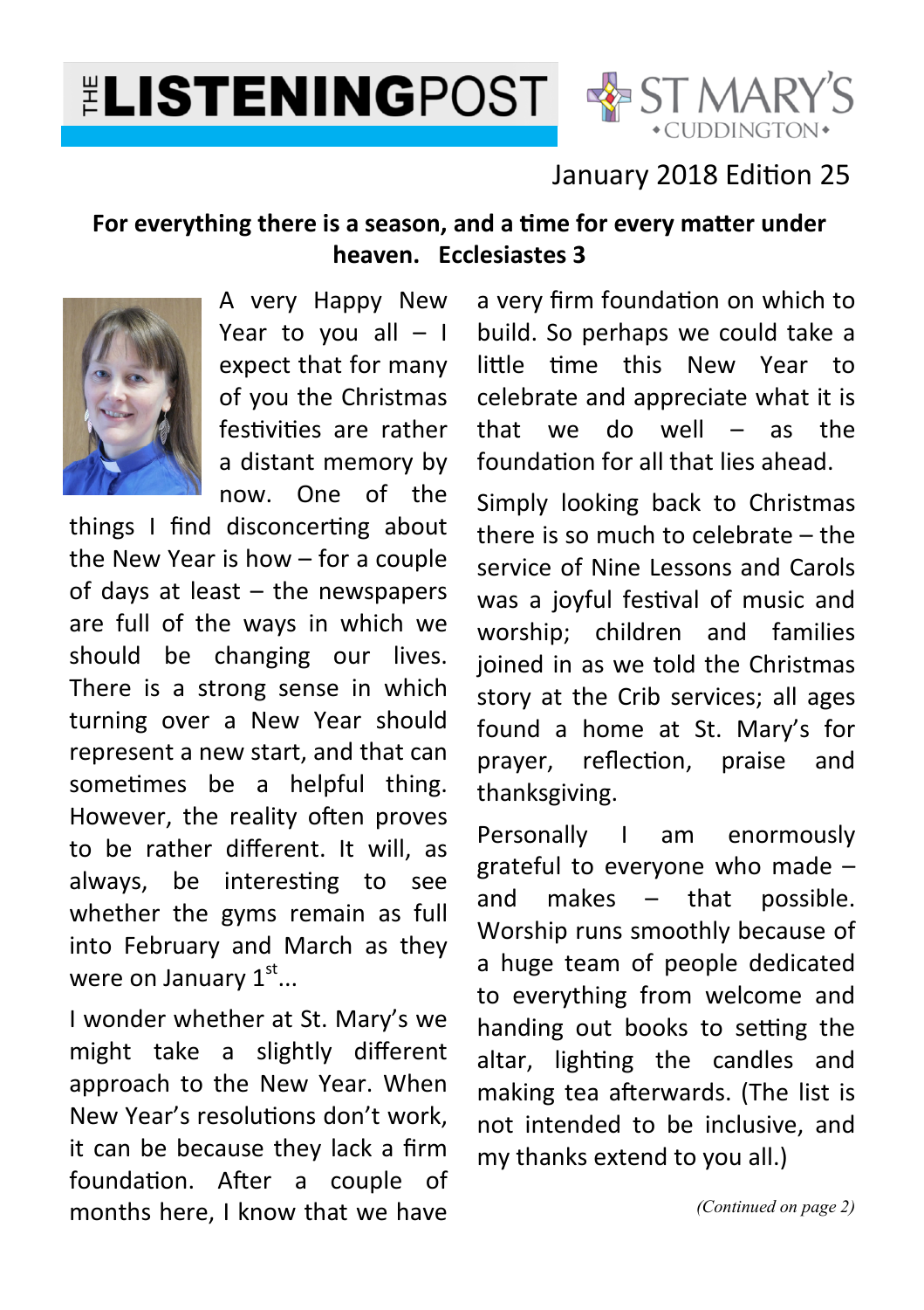# THE LISTENINGPOST

ST MARY'S • CUDDINGTON •

January 2018 Edition 25

**For everything there is a season, and a time for every matter under heaven. Ecclesiastes 3**

A very Happy New Year to you all – I expect that for many of you the Christmas festivities are rather a distant memory by now. One of the things I find disconcerting about the New Year is how – for a couple of days at least – the newspapers are full of the ways in which we should be changing our lives. There is a strong sense in which turning over a New Year should represent a new start, and that can sometimes be a helpful thing. However, the reality often proves to be rather different. It will, as always, be interesting to see whether the gyms remain as full into February and March as they were on January 1st...

I wonder whether at St. Mary's we might take a slightly different approach to the New Year. When New Year's resolutions don't work, it can be because they lack a firm foundation. After a couple of months here, I know that we have a very firm foundation on which to build. So perhaps we could take a little time this New Year to celebrate and appreciate what it is that we do well – as the foundation for all that lies ahead.

Simply looking back to Christmas there is so much to celebrate – the service of Nine Lessons and Carols was a joyful festival of music and worship; children and families joined in as we told the Christmas story at the Crib services; all ages found a home at St. Mary's for prayer, reflection, praise and thanksgiving.

Personally I am enormously grateful to everyone who made – and makes – that possible. Worship runs smoothly because of a huge team of people dedicated to everything from welcome and handing out books to setting the altar, lighting the candles and making tea afterwards. (The list is not intended to be inclusive, and my thanks extend to you all.)

*(Continued on page 2)*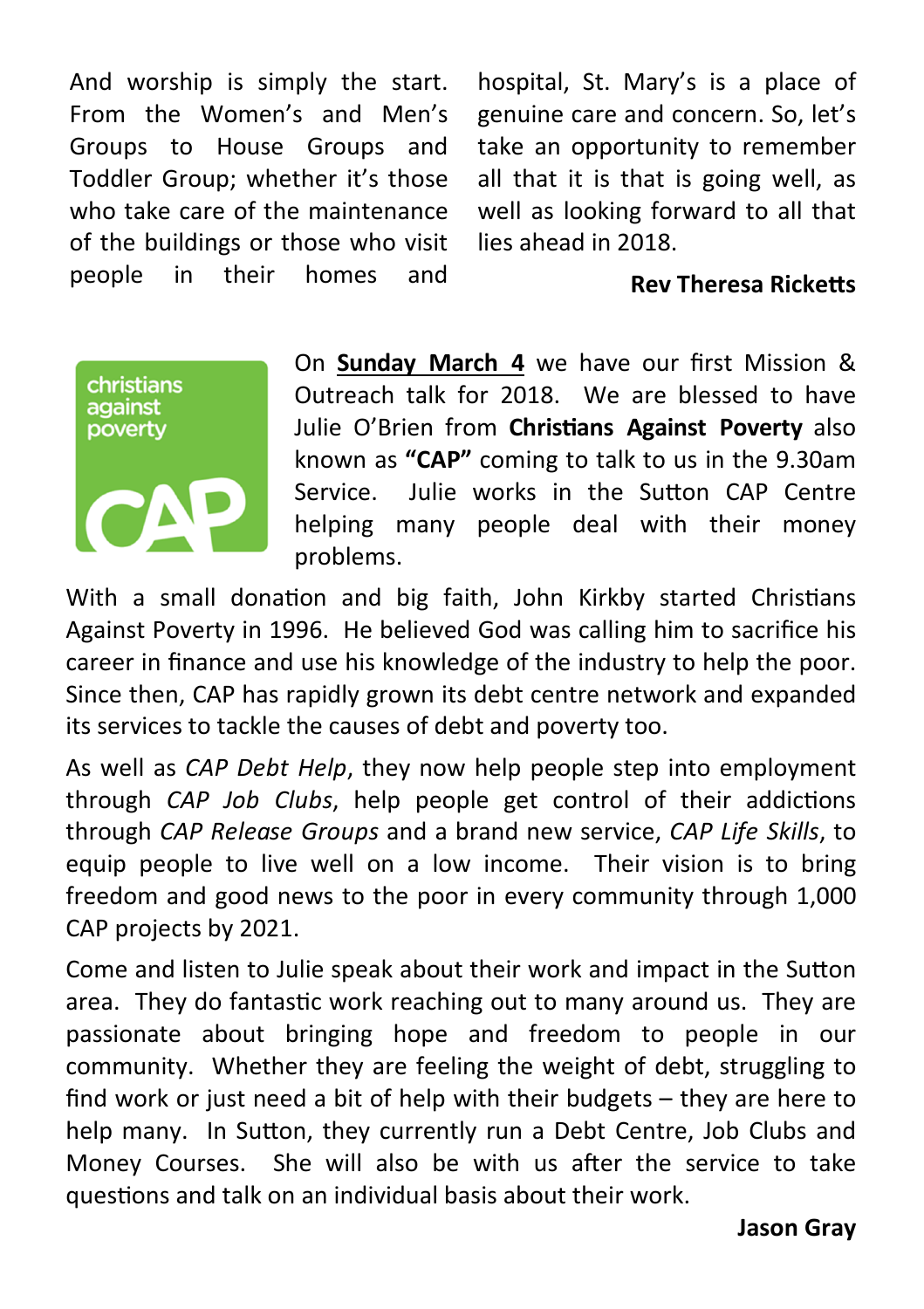And worship is simply the start. From the Women's and Men's Groups to House Groups and Toddler Group; whether it's those who take care of the maintenance of the buildings or those who visit people in their homes and hospital, St. Mary's is a place of genuine care and concern. So, let's take an opportunity to remember all that it is that is going well, as well as looking forward to all that lies ahead in 2018.

**Rev Theresa Ricketts**

On **Sunday March 4** we have our first Mission & Outreach talk for 2018. We are blessed to have Julie O'Brien from **Christians Against Poverty** also known as **"CAP"** coming to talk to us in the 9.30am Service. Julie works in the Sutton CAP Centre helping many people deal with their money problems.

With a small donation and big faith, John Kirkby started Christians Against Poverty in 1996. He believed God was calling him to sacrifice his career in finance and use his knowledge of the industry to help the poor. Since then, CAP has rapidly grown its debt centre network and expanded its services to tackle the causes of debt and poverty too.

As well as *CAP Debt Help*, they now help people step into employment through *CAP Job Clubs*, help people get control of their addictions through *CAP Release Groups* and a brand new service, *CAP Life Skills*, to equip people to live well on a low income. Their vision is to bring freedom and good news to the poor in every community through 1,000 CAP projects by 2021.

Come and listen to Julie speak about their work and impact in the Sutton area. They do fantastic work reaching out to many around us. They are passionate about bringing hope and freedom to people in our community. Whether they are feeling the weight of debt, struggling to find work or just need a bit of help with their budgets – they are here to help many. In Sutton, they currently run a Debt Centre, Job Clubs and Money Courses. She will also be with us after the service to take questions and talk on an individual basis about their work.

**Jason Gray**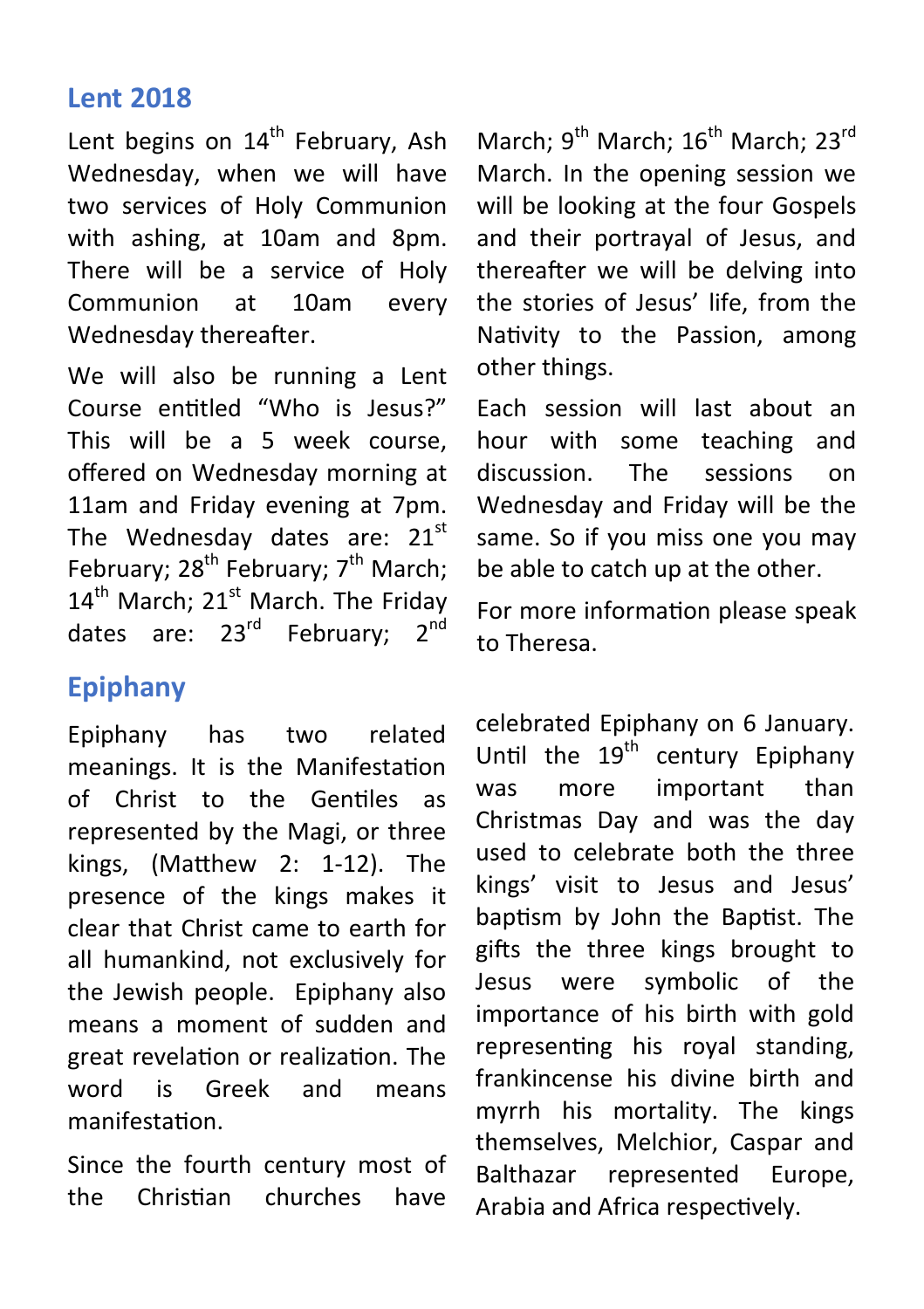## Lent 2018

Lent begins on 14th February, Ash Wednesday, when we will have two services of Holy Communion with ashing, at 10am and 8pm. There will be a service of Holy Communion at 10am every Wednesday thereafter.

We will also be running a Lent Course entitled "Who is Jesus?" This will be a 5 week course, offered on Wednesday morning at 11am and Friday evening at 7pm. The Wednesday dates are: 21st February; 28th February; 7th March; 14th March; 21st March. The Friday dates are: 23rd February; 2nd March; 9th March; 16th March; 23rd March. In the opening session we will be looking at the four Gospels and their portrayal of Jesus, and thereafter we will be delving into the stories of Jesus' life, from the Nativity to the Passion, among other things.

Each session will last about an hour with some teaching and discussion. The sessions on Wednesday and Friday will be the same. So if you miss one you may be able to catch up at the other.

For more information please speak to Theresa.

## Epiphany

Epiphany has two related meanings. It is the Manifestation of Christ to the Gentiles as represented by the Magi, or three kings, (Matthew 2: 1-12). The presence of the kings makes it clear that Christ came to earth for all humankind, not exclusively for the Jewish people. Epiphany also means a moment of sudden and great revelation or realization. The word is Greek and means manifestation.

Since the fourth century most of the Christian churches have celebrated Epiphany on 6 January. Until the 19th century Epiphany was more important than Christmas Day and was the day used to celebrate both the three kings' visit to Jesus and Jesus' baptism by John the Baptist. The gifts the three kings brought to Jesus were symbolic of the importance of his birth with gold representing his royal standing, frankincense his divine birth and myrrh his mortality. The kings themselves, Melchior, Caspar and Balthazar represented Europe, Arabia and Africa respectively.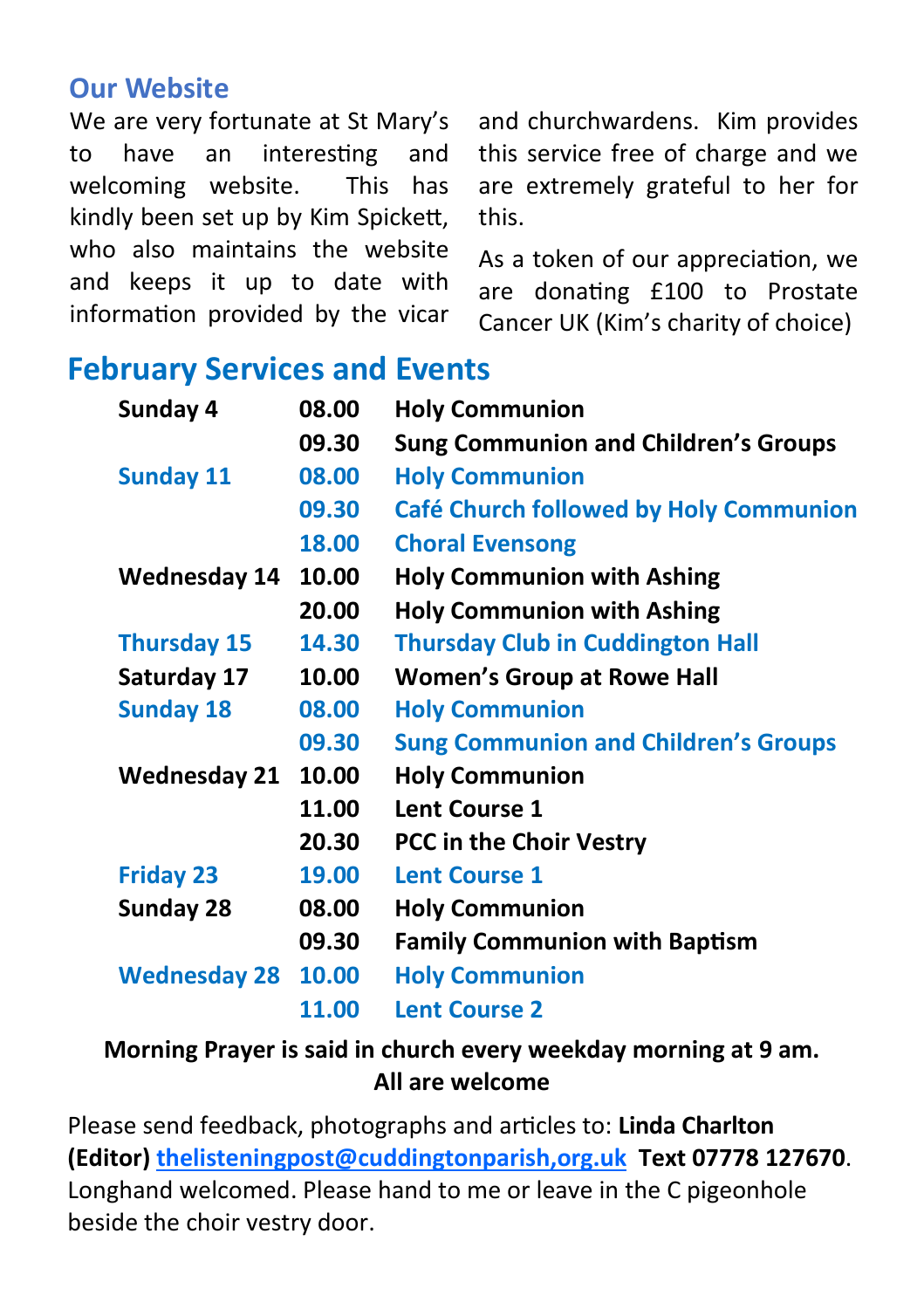## Our Website

We are very fortunate at St Mary's to have an interesting and welcoming website. This has kindly been set up by Kim Spickett, who also maintains the website and keeps it up to date with information provided by the vicar and churchwardens. Kim provides this service free of charge and we are extremely grateful to her for this.

As a token of our appreciation, we are donating £100 to Prostate Cancer UK (Kim's charity of choice)

## February Services and Events

| | | |
|---|---|---|
| **Sunday 4** | **08.00** | **Holy Communion** |
| | **09.30** | **Sung Communion and Children's Groups** |
| **Sunday 11** | **08.00** | **Holy Communion** |
| | **09.30** | **Café Church followed by Holy Communion** |
| | **18.00** | **Choral Evensong** |
| **Wednesday 14** | **10.00** | **Holy Communion with Ashing** |
| | **20.00** | **Holy Communion with Ashing** |
| **Thursday 15** | **14.30** | **Thursday Club in Cuddington Hall** |
| **Saturday 17** | **10.00** | **Women's Group at Rowe Hall** |
| **Sunday 18** | **08.00** | **Holy Communion** |
| | **09.30** | **Sung Communion and Children's Groups** |
| **Wednesday 21** | **10.00** | **Holy Communion** |
| | **11.00** | **Lent Course 1** |
| | **20.30** | **PCC in the Choir Vestry** |
| **Friday 23** | **19.00** | **Lent Course 1** |
| **Sunday 28** | **08.00** | **Holy Communion** |
| | **09.30** | **Family Communion with Baptism** |
| **Wednesday 28** | **10.00** | **Holy Communion** |
| | **11.00** | **Lent Course 2** |

**Morning Prayer is said in church every weekday morning at 9 am.
All are welcome**

Please send feedback, photographs and articles to: **Linda Charlton (Editor)** thelisteningpost@cuddingtonparish,org.uk **Text 07778 127670**. Longhand welcomed. Please hand to me or leave in the C pigeonhole beside the choir vestry door.